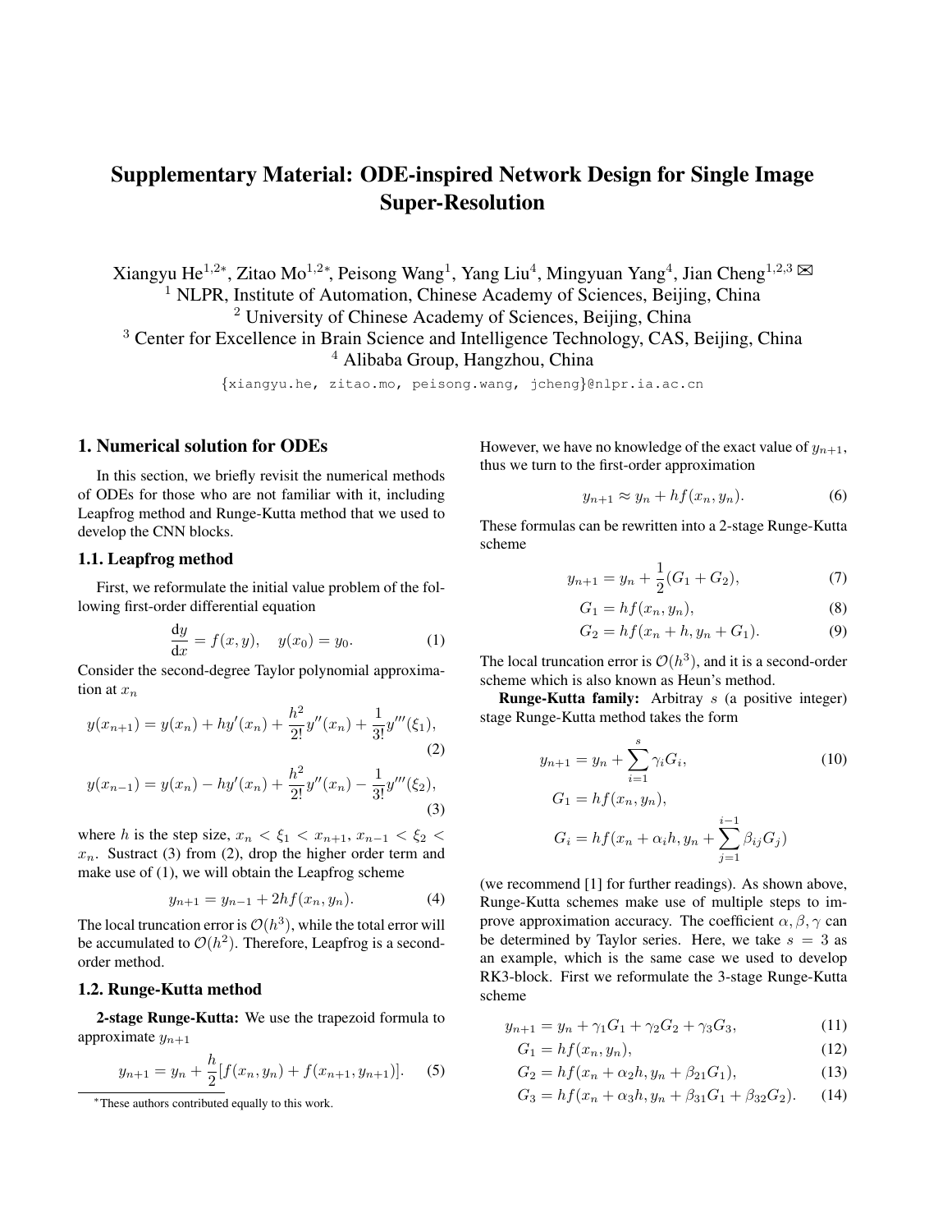# Supplementary Material: ODE-inspired Network Design for Single Image Super-Resolution

Xiangyu He[1,2*], Zitao Mo[1,2*], Peisong Wang[1], Yang Liu[4], Mingyuan Yang[4], Jian Cheng[1,2,3] ✉

[1] NLPR, Institute of Automation, Chinese Academy of Sciences, Beijing, China
[2] University of Chinese Academy of Sciences, Beijing, China
[3] Center for Excellence in Brain Science and Intelligence Technology, CAS, Beijing, China
[4] Alibaba Group, Hangzhou, China

{xiangyu.he, zitao.mo, peisong.wang, jcheng}@nlpr.ia.ac.cn

## 1. Numerical solution for ODEs

In this section, we briefly revisit the numerical methods of ODEs for those who are not familiar with it, including Leapfrog method and Runge-Kutta method that we used to develop the CNN blocks.

### 1.1. Leapfrog method

First, we reformulate the initial value problem of the following first-order differential equation

$$\frac{\mathrm{d}y}{\mathrm{d}x} = f(x, y), \quad y(x_0) = y_0. \tag{1}$$

Consider the second-degree Taylor polynomial approximation at $x_n$

$$y(x_{n+1}) = y(x_n) + hy'(x_n) + \frac{h^2}{2!}y''(x_n) + \frac{1}{3!}y'''(\xi_1), \tag{2}$$

$$y(x_{n-1}) = y(x_n) - hy'(x_n) + \frac{h^2}{2!}y''(x_n) - \frac{1}{3!}y'''(\xi_2), \tag{3}$$

where $h$ is the step size, $x_n < \xi_1 < x_{n+1}$, $x_{n-1} < \xi_2 < x_n$. Sustract (3) from (2), drop the higher order term and make use of (1), we will obtain the Leapfrog scheme

$$y_{n+1} = y_{n-1} + 2hf(x_n, y_n). \tag{4}$$

The local truncation error is $\mathcal{O}(h^3)$, while the total error will be accumulated to $\mathcal{O}(h^2)$. Therefore, Leapfrog is a second-order method.

### 1.2. Runge-Kutta method

**2-stage Runge-Kutta:** We use the trapezoid formula to approximate $y_{n+1}$

$$y_{n+1} = y_n + \frac{h}{2}[f(x_n, y_n) + f(x_{n+1}, y_{n+1})]. \tag{5}$$

However, we have no knowledge of the exact value of $y_{n+1}$, thus we turn to the first-order approximation

$$y_{n+1} \approx y_n + hf(x_n, y_n). \tag{6}$$

These formulas can be rewritten into a 2-stage Runge-Kutta scheme

$$y_{n+1} = y_n + \frac{1}{2}(G_1 + G_2), \tag{7}$$

$$G_1 = hf(x_n, y_n), \tag{8}$$

$$G_2 = hf(x_n + h, y_n + G_1). \tag{9}$$

The local truncation error is $\mathcal{O}(h^3)$, and it is a second-order scheme which is also known as Heun's method.

**Runge-Kutta family:** Arbitray $s$ (a positive integer) stage Runge-Kutta method takes the form

$$\begin{aligned} y_{n+1} &= y_n + \sum_{i=1}^{s} \gamma_i G_i, \\ G_1 &= hf(x_n, y_n), \\ G_i &= hf(x_n + \alpha_i h, y_n + \sum_{j=1}^{i-1} \beta_{ij} G_j) \end{aligned} \tag{10}$$

(we recommend [1] for further readings). As shown above, Runge-Kutta schemes make use of multiple steps to improve approximation accuracy. The coefficient $\alpha, \beta, \gamma$ can be determined by Taylor series. Here, we take $s = 3$ as an example, which is the same case we used to develop RK3-block. First we reformulate the 3-stage Runge-Kutta scheme

$$y_{n+1} = y_n + \gamma_1 G_1 + \gamma_2 G_2 + \gamma_3 G_3, \tag{11}$$

$$G_1 = hf(x_n, y_n), \tag{12}$$

$$G_2 = hf(x_n + \alpha_2 h, y_n + \beta_{21} G_1), \tag{13}$$

$$G_3 = hf(x_n + \alpha_3 h, y_n + \beta_{31} G_1 + \beta_{32} G_2). \tag{14}$$

*These authors contributed equally to this work.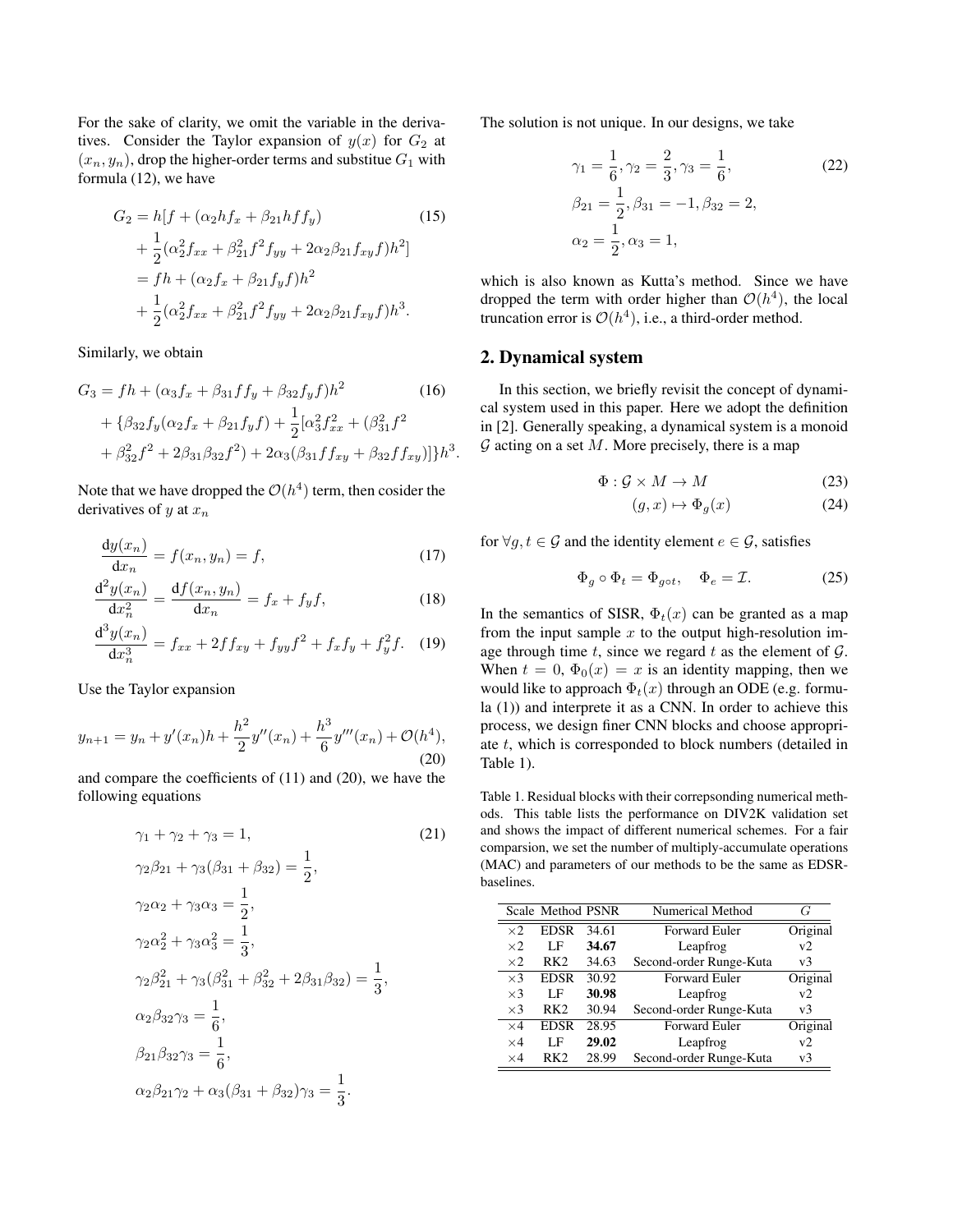For the sake of clarity, we omit the variable in the derivatives. Consider the Taylor expansion of $y(x)$ for $G_2$ at $(x_n, y_n)$, drop the higher-order terms and substitue $G_1$ with formula (12), we have

$$
\begin{aligned}
G_2 &= h[f + (\alpha_2 h f_x + \beta_{21} h f f_y) \\
&\quad + \frac{1}{2}(\alpha_2^2 f_{xx} + \beta_{21}^2 f^2 f_{yy} + 2\alpha_2\beta_{21} f_{xy} f)h^2] \\
&= fh + (\alpha_2 f_x + \beta_{21} f_y f)h^2 \\
&\quad + \frac{1}{2}(\alpha_2^2 f_{xx} + \beta_{21}^2 f^2 f_{yy} + 2\alpha_2\beta_{21} f_{xy} f)h^3.
\end{aligned} \tag{15}
$$

Similarly, we obtain

$$
\begin{aligned}
G_3 &= fh + (\alpha_3 f_x + \beta_{31} f f_y + \beta_{32} f_y f)h^2 \\
&\quad + \{\beta_{32} f_y(\alpha_2 f_x + \beta_{21} f_y f) + \frac{1}{2}[\alpha_3^2 f_{xx}^2 + (\beta_{31}^2 f^2 \\
&\quad + \beta_{32}^2 f^2 + 2\beta_{31}\beta_{32} f^2) + 2\alpha_3(\beta_{31} f f_{xy} + \beta_{32} f f_{xy})]\}h^3.
\end{aligned} \tag{16}
$$

Note that we have dropped the $\mathcal{O}(h^4)$ term, then cosider the derivatives of $y$ at $x_n$

$$
\frac{\mathrm{d}y(x_n)}{\mathrm{d}x_n} = f(x_n, y_n) = f, \tag{17}
$$

$$
\frac{\mathrm{d}^2 y(x_n)}{\mathrm{d}x_n^2} = \frac{\mathrm{d}f(x_n, y_n)}{\mathrm{d}x_n} = f_x + f_y f, \tag{18}
$$

$$
\frac{\mathrm{d}^3 y(x_n)}{\mathrm{d}x_n^3} = f_{xx} + 2f f_{xy} + f_{yy} f^2 + f_x f_y + f_y^2 f. \tag{19}
$$

Use the Taylor expansion

$$
y_{n+1} = y_n + y'(x_n)h + \frac{h^2}{2}y''(x_n) + \frac{h^3}{6}y'''(x_n) + \mathcal{O}(h^4), \tag{20}
$$

and compare the coefficients of (11) and (20), we have the following equations

$$
\begin{aligned}
&\gamma_1 + \gamma_2 + \gamma_3 = 1, \\
&\gamma_2\beta_{21} + \gamma_3(\beta_{31} + \beta_{32}) = \frac{1}{2}, \\
&\gamma_2\alpha_2 + \gamma_3\alpha_3 = \frac{1}{2}, \\
&\gamma_2\alpha_2^2 + \gamma_3\alpha_3^2 = \frac{1}{3}, \\
&\gamma_2\beta_{21}^2 + \gamma_3(\beta_{31}^2 + \beta_{32}^2 + 2\beta_{31}\beta_{32}) = \frac{1}{3}, \\
&\alpha_2\beta_{32}\gamma_3 = \frac{1}{6}, \\
&\beta_{21}\beta_{32}\gamma_3 = \frac{1}{6}, \\
&\alpha_2\beta_{21}\gamma_2 + \alpha_3(\beta_{31} + \beta_{32})\gamma_3 = \frac{1}{3}.
\end{aligned} \tag{21}
$$

The solution is not unique. In our designs, we take

$$
\begin{aligned}
&\gamma_1 = \frac{1}{6}, \gamma_2 = \frac{2}{3}, \gamma_3 = \frac{1}{6}, \\
&\beta_{21} = \frac{1}{2}, \beta_{31} = -1, \beta_{32} = 2, \\
&\alpha_2 = \frac{1}{2}, \alpha_3 = 1,
\end{aligned} \tag{22}
$$

which is also known as Kutta's method. Since we have dropped the term with order higher than $\mathcal{O}(h^4)$, the local truncation error is $\mathcal{O}(h^4)$, i.e., a third-order method.

## 2. Dynamical system

In this section, we briefly revisit the concept of dynamical system used in this paper. Here we adopt the definition in [2]. Generally speaking, a dynamical system is a monoid $\mathcal{G}$ acting on a set $M$. More precisely, there is a map

$$
\Phi : \mathcal{G} \times M \to M \tag{23}
$$

$$
(g, x) \mapsto \Phi_g(x) \tag{24}
$$

for $\forall g, t \in \mathcal{G}$ and the identity element $e \in \mathcal{G}$, satisfies

$$
\Phi_g \circ \Phi_t = \Phi_{g \circ t}, \quad \Phi_e = \mathcal{I}. \tag{25}
$$

In the semantics of SISR, $\Phi_t(x)$ can be granted as a map from the input sample $x$ to the output high-resolution image through time $t$, since we regard $t$ as the element of $\mathcal{G}$. When $t = 0$, $\Phi_0(x) = x$ is an identity mapping, then we would like to approach $\Phi_t(x)$ through an ODE (e.g. formula (1)) and interprete it as a CNN. In order to achieve this process, we design finer CNN blocks and choose appropriate $t$, which is corresponded to block numbers (detailed in Table 1).

Table 1. Residual blocks with their correpsonding numerical methods. This table lists the performance on DIV2K validation set and shows the impact of different numerical schemes. For a fair comparsion, we set the number of multiply-accumulate operations (MAC) and parameters of our methods to be the same as EDSR-baselines.

| Scale | Method | PSNR | Numerical Method | $G$ |
|---|---|---|---|---|
| ×2 | EDSR | 34.61 | Forward Euler | Original |
| ×2 | LF | **34.67** | Leapfrog | v2 |
| ×2 | RK2 | 34.63 | Second-order Runge-Kuta | v3 |
| ×3 | EDSR | 30.92 | Forward Euler | Original |
| ×3 | LF | **30.98** | Leapfrog | v2 |
| ×3 | RK2 | 30.94 | Second-order Runge-Kuta | v3 |
| ×4 | EDSR | 28.95 | Forward Euler | Original |
| ×4 | LF | **29.02** | Leapfrog | v2 |
| ×4 | RK2 | 28.99 | Second-order Runge-Kuta | v3 |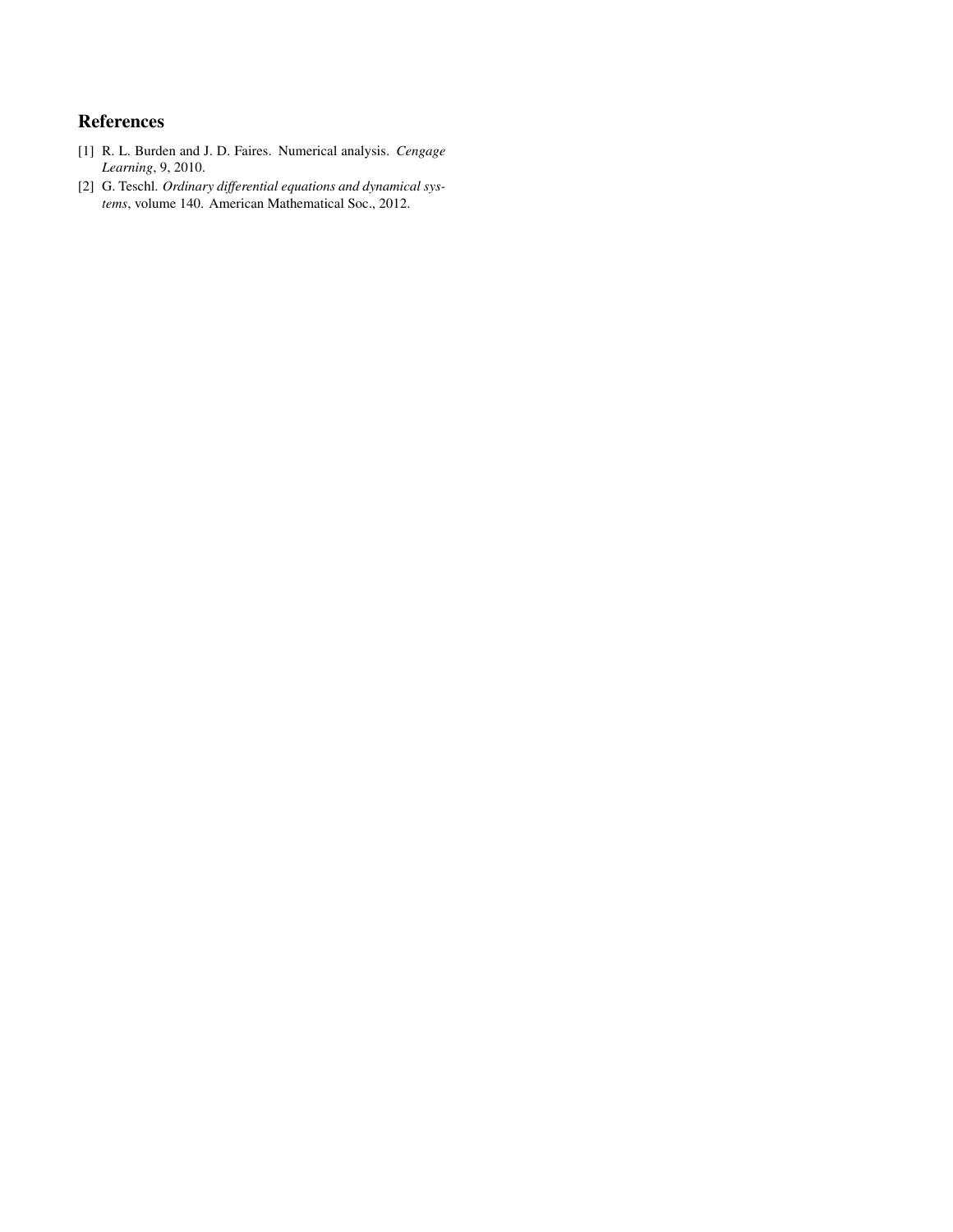## References

[1] R. L. Burden and J. D. Faires. Numerical analysis. *Cengage Learning*, 9, 2010.

[2] G. Teschl. *Ordinary differential equations and dynamical systems*, volume 140. American Mathematical Soc., 2012.